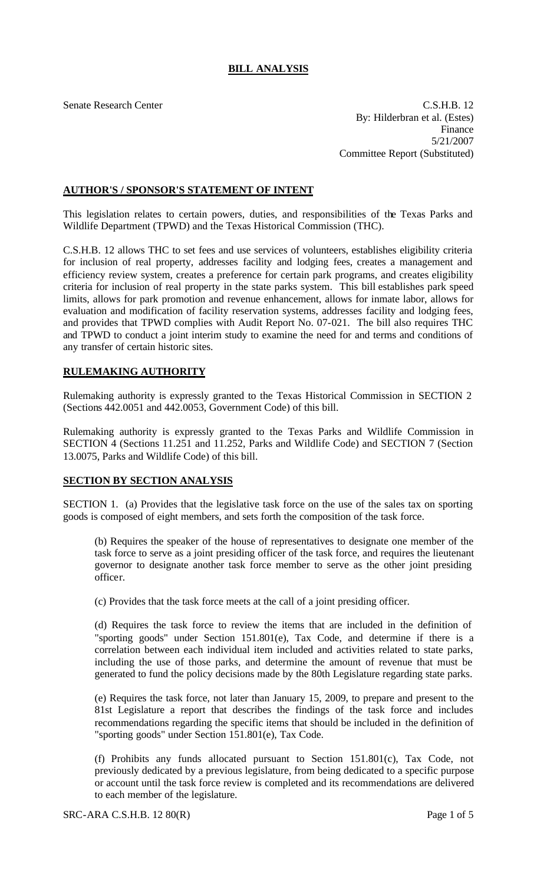# BILL ANALYSIS

Senate Research Center C.S.H.B. 12
By: Hilderbran et al. (Estes)
Finance
5/21/2007
Committee Report (Substituted)

## AUTHOR'S / SPONSOR'S STATEMENT OF INTENT

This legislation relates to certain powers, duties, and responsibilities of the Texas Parks and Wildlife Department (TPWD) and the Texas Historical Commission (THC).

C.S.H.B. 12 allows THC to set fees and use services of volunteers, establishes eligibility criteria for inclusion of real property, addresses facility and lodging fees, creates a management and efficiency review system, creates a preference for certain park programs, and creates eligibility criteria for inclusion of real property in the state parks system. This bill establishes park speed limits, allows for park promotion and revenue enhancement, allows for inmate labor, allows for evaluation and modification of facility reservation systems, addresses facility and lodging fees, and provides that TPWD complies with Audit Report No. 07-021. The bill also requires THC and TPWD to conduct a joint interim study to examine the need for and terms and conditions of any transfer of certain historic sites.

## RULEMAKING AUTHORITY

Rulemaking authority is expressly granted to the Texas Historical Commission in SECTION 2 (Sections 442.0051 and 442.0053, Government Code) of this bill.

Rulemaking authority is expressly granted to the Texas Parks and Wildlife Commission in SECTION 4 (Sections 11.251 and 11.252, Parks and Wildlife Code) and SECTION 7 (Section 13.0075, Parks and Wildlife Code) of this bill.

## SECTION BY SECTION ANALYSIS

SECTION 1. (a) Provides that the legislative task force on the use of the sales tax on sporting goods is composed of eight members, and sets forth the composition of the task force.

(b) Requires the speaker of the house of representatives to designate one member of the task force to serve as a joint presiding officer of the task force, and requires the lieutenant governor to designate another task force member to serve as the other joint presiding officer.

(c) Provides that the task force meets at the call of a joint presiding officer.

(d) Requires the task force to review the items that are included in the definition of "sporting goods" under Section 151.801(e), Tax Code, and determine if there is a correlation between each individual item included and activities related to state parks, including the use of those parks, and determine the amount of revenue that must be generated to fund the policy decisions made by the 80th Legislature regarding state parks.

(e) Requires the task force, not later than January 15, 2009, to prepare and present to the 81st Legislature a report that describes the findings of the task force and includes recommendations regarding the specific items that should be included in the definition of "sporting goods" under Section 151.801(e), Tax Code.

(f) Prohibits any funds allocated pursuant to Section 151.801(c), Tax Code, not previously dedicated by a previous legislature, from being dedicated to a specific purpose or account until the task force review is completed and its recommendations are delivered to each member of the legislature.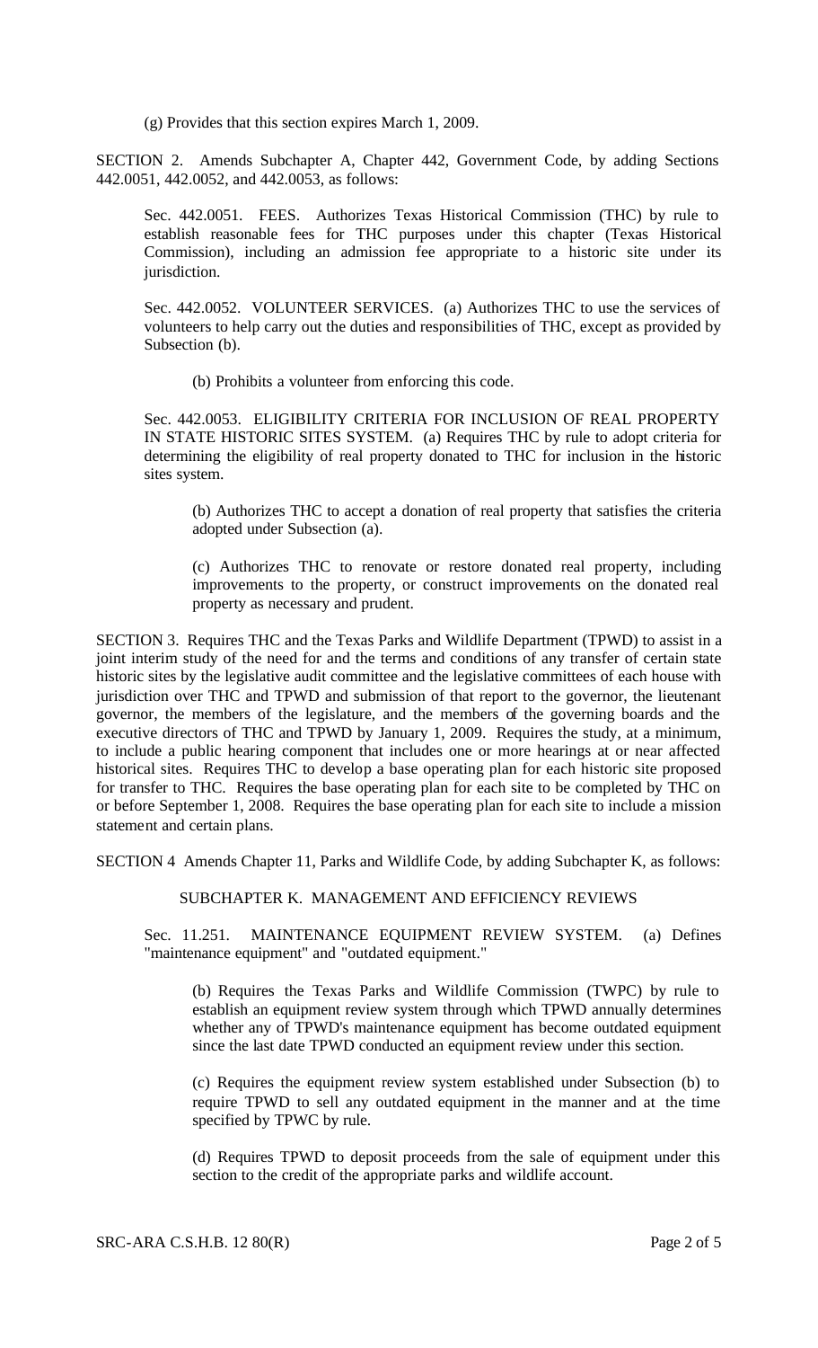(g) Provides that this section expires March 1, 2009.

SECTION 2. Amends Subchapter A, Chapter 442, Government Code, by adding Sections 442.0051, 442.0052, and 442.0053, as follows:

Sec. 442.0051. FEES. Authorizes Texas Historical Commission (THC) by rule to establish reasonable fees for THC purposes under this chapter (Texas Historical Commission), including an admission fee appropriate to a historic site under its jurisdiction.

Sec. 442.0052. VOLUNTEER SERVICES. (a) Authorizes THC to use the services of volunteers to help carry out the duties and responsibilities of THC, except as provided by Subsection (b).

(b) Prohibits a volunteer from enforcing this code.

Sec. 442.0053. ELIGIBILITY CRITERIA FOR INCLUSION OF REAL PROPERTY IN STATE HISTORIC SITES SYSTEM. (a) Requires THC by rule to adopt criteria for determining the eligibility of real property donated to THC for inclusion in the historic sites system.

(b) Authorizes THC to accept a donation of real property that satisfies the criteria adopted under Subsection (a).

(c) Authorizes THC to renovate or restore donated real property, including improvements to the property, or construct improvements on the donated real property as necessary and prudent.

SECTION 3. Requires THC and the Texas Parks and Wildlife Department (TPWD) to assist in a joint interim study of the need for and the terms and conditions of any transfer of certain state historic sites by the legislative audit committee and the legislative committees of each house with jurisdiction over THC and TPWD and submission of that report to the governor, the lieutenant governor, the members of the legislature, and the members of the governing boards and the executive directors of THC and TPWD by January 1, 2009. Requires the study, at a minimum, to include a public hearing component that includes one or more hearings at or near affected historical sites. Requires THC to develop a base operating plan for each historic site proposed for transfer to THC. Requires the base operating plan for each site to be completed by THC on or before September 1, 2008. Requires the base operating plan for each site to include a mission statement and certain plans.

SECTION 4 Amends Chapter 11, Parks and Wildlife Code, by adding Subchapter K, as follows:

SUBCHAPTER K. MANAGEMENT AND EFFICIENCY REVIEWS

Sec. 11.251. MAINTENANCE EQUIPMENT REVIEW SYSTEM. (a) Defines "maintenance equipment" and "outdated equipment."

(b) Requires the Texas Parks and Wildlife Commission (TWPC) by rule to establish an equipment review system through which TPWD annually determines whether any of TPWD's maintenance equipment has become outdated equipment since the last date TPWD conducted an equipment review under this section.

(c) Requires the equipment review system established under Subsection (b) to require TPWD to sell any outdated equipment in the manner and at the time specified by TPWC by rule.

(d) Requires TPWD to deposit proceeds from the sale of equipment under this section to the credit of the appropriate parks and wildlife account.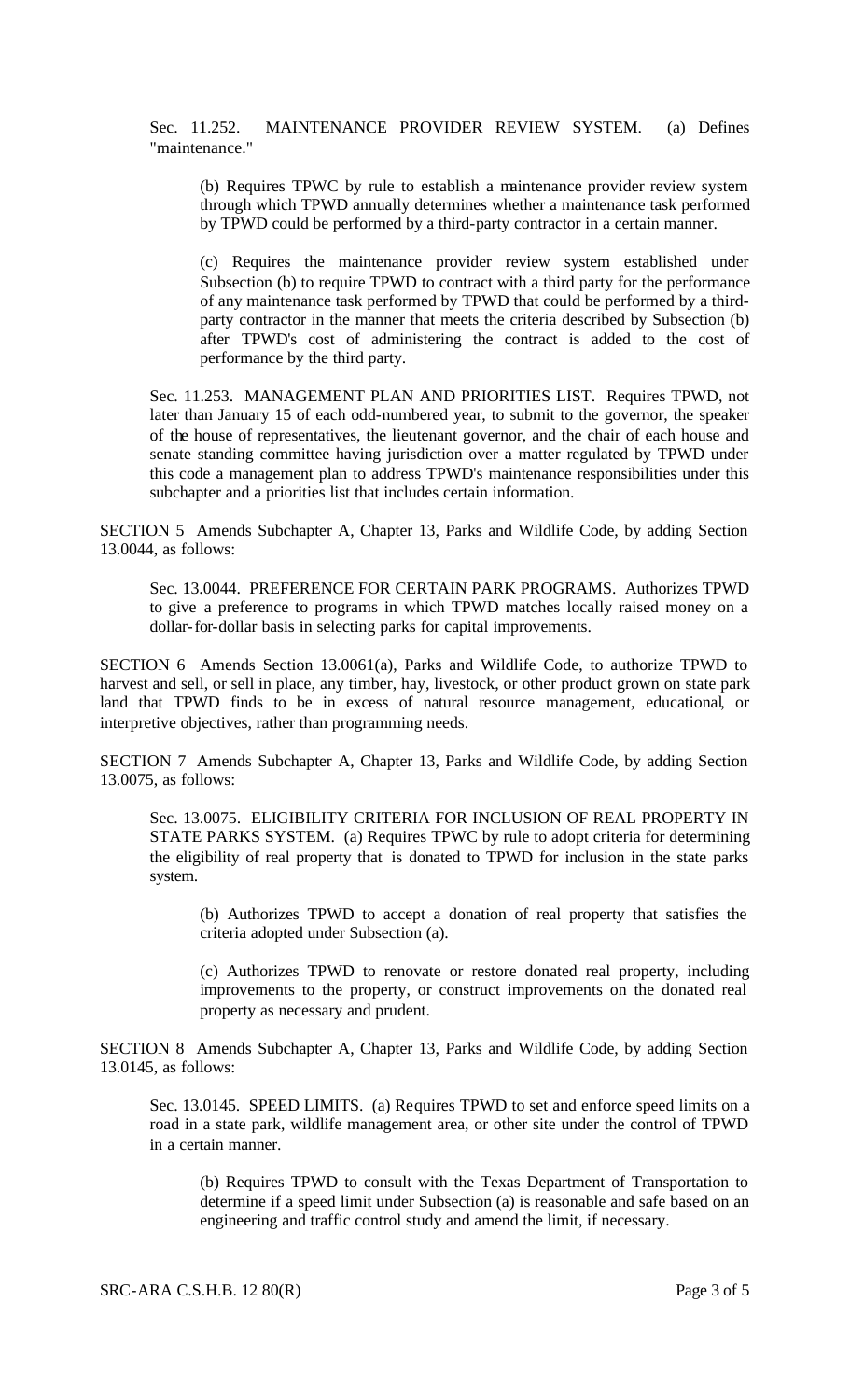Sec. 11.252. MAINTENANCE PROVIDER REVIEW SYSTEM. (a) Defines "maintenance."

(b) Requires TPWC by rule to establish a maintenance provider review system through which TPWD annually determines whether a maintenance task performed by TPWD could be performed by a third-party contractor in a certain manner.

(c) Requires the maintenance provider review system established under Subsection (b) to require TPWD to contract with a third party for the performance of any maintenance task performed by TPWD that could be performed by a third-party contractor in the manner that meets the criteria described by Subsection (b) after TPWD's cost of administering the contract is added to the cost of performance by the third party.

Sec. 11.253. MANAGEMENT PLAN AND PRIORITIES LIST. Requires TPWD, not later than January 15 of each odd-numbered year, to submit to the governor, the speaker of the house of representatives, the lieutenant governor, and the chair of each house and senate standing committee having jurisdiction over a matter regulated by TPWD under this code a management plan to address TPWD's maintenance responsibilities under this subchapter and a priorities list that includes certain information.

SECTION 5 Amends Subchapter A, Chapter 13, Parks and Wildlife Code, by adding Section 13.0044, as follows:

Sec. 13.0044. PREFERENCE FOR CERTAIN PARK PROGRAMS. Authorizes TPWD to give a preference to programs in which TPWD matches locally raised money on a dollar-for-dollar basis in selecting parks for capital improvements.

SECTION 6 Amends Section 13.0061(a), Parks and Wildlife Code, to authorize TPWD to harvest and sell, or sell in place, any timber, hay, livestock, or other product grown on state park land that TPWD finds to be in excess of natural resource management, educational, or interpretive objectives, rather than programming needs.

SECTION 7 Amends Subchapter A, Chapter 13, Parks and Wildlife Code, by adding Section 13.0075, as follows:

Sec. 13.0075. ELIGIBILITY CRITERIA FOR INCLUSION OF REAL PROPERTY IN STATE PARKS SYSTEM. (a) Requires TPWC by rule to adopt criteria for determining the eligibility of real property that is donated to TPWD for inclusion in the state parks system.

(b) Authorizes TPWD to accept a donation of real property that satisfies the criteria adopted under Subsection (a).

(c) Authorizes TPWD to renovate or restore donated real property, including improvements to the property, or construct improvements on the donated real property as necessary and prudent.

SECTION 8 Amends Subchapter A, Chapter 13, Parks and Wildlife Code, by adding Section 13.0145, as follows:

Sec. 13.0145. SPEED LIMITS. (a) Requires TPWD to set and enforce speed limits on a road in a state park, wildlife management area, or other site under the control of TPWD in a certain manner.

(b) Requires TPWD to consult with the Texas Department of Transportation to determine if a speed limit under Subsection (a) is reasonable and safe based on an engineering and traffic control study and amend the limit, if necessary.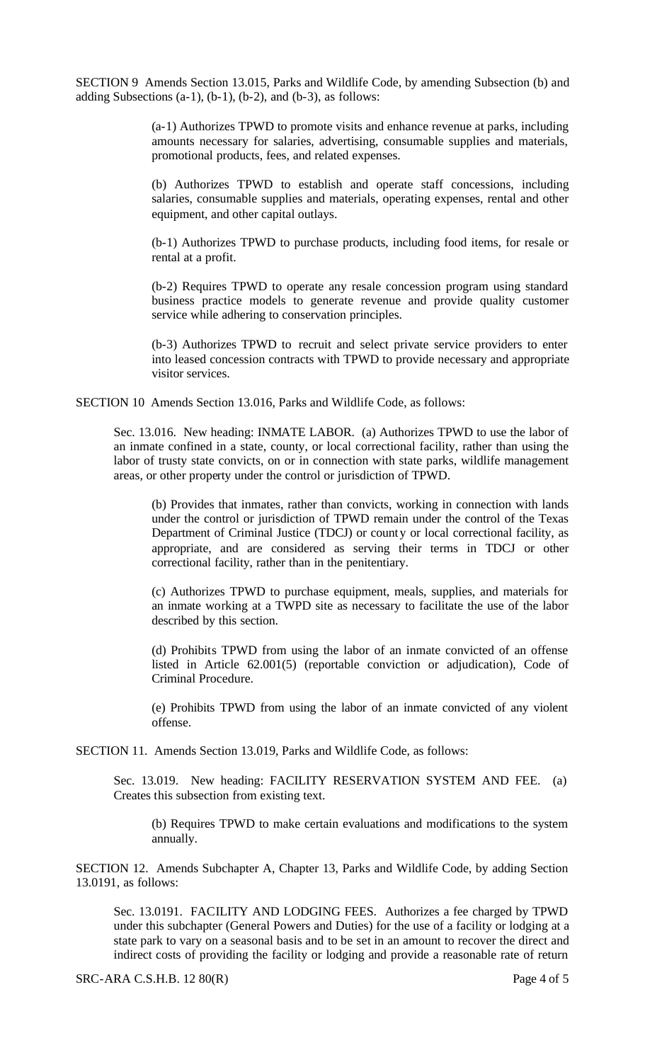SECTION 9 Amends Section 13.015, Parks and Wildlife Code, by amending Subsection (b) and adding Subsections (a-1), (b-1), (b-2), and (b-3), as follows:

> (a-1) Authorizes TPWD to promote visits and enhance revenue at parks, including amounts necessary for salaries, advertising, consumable supplies and materials, promotional products, fees, and related expenses.
>
> (b) Authorizes TPWD to establish and operate staff concessions, including salaries, consumable supplies and materials, operating expenses, rental and other equipment, and other capital outlays.
>
> (b-1) Authorizes TPWD to purchase products, including food items, for resale or rental at a profit.
>
> (b-2) Requires TPWD to operate any resale concession program using standard business practice models to generate revenue and provide quality customer service while adhering to conservation principles.
>
> (b-3) Authorizes TPWD to recruit and select private service providers to enter into leased concession contracts with TPWD to provide necessary and appropriate visitor services.

SECTION 10 Amends Section 13.016, Parks and Wildlife Code, as follows:

> Sec. 13.016. New heading: INMATE LABOR. (a) Authorizes TPWD to use the labor of an inmate confined in a state, county, or local correctional facility, rather than using the labor of trusty state convicts, on or in connection with state parks, wildlife management areas, or other property under the control or jurisdiction of TPWD.
>
> > (b) Provides that inmates, rather than convicts, working in connection with lands under the control or jurisdiction of TPWD remain under the control of the Texas Department of Criminal Justice (TDCJ) or county or local correctional facility, as appropriate, and are considered as serving their terms in TDCJ or other correctional facility, rather than in the penitentiary.
> >
> > (c) Authorizes TPWD to purchase equipment, meals, supplies, and materials for an inmate working at a TWPD site as necessary to facilitate the use of the labor described by this section.
> >
> > (d) Prohibits TPWD from using the labor of an inmate convicted of an offense listed in Article 62.001(5) (reportable conviction or adjudication), Code of Criminal Procedure.
> >
> > (e) Prohibits TPWD from using the labor of an inmate convicted of any violent offense.

SECTION 11. Amends Section 13.019, Parks and Wildlife Code, as follows:

> Sec. 13.019. New heading: FACILITY RESERVATION SYSTEM AND FEE. (a) Creates this subsection from existing text.
>
> > (b) Requires TPWD to make certain evaluations and modifications to the system annually.

SECTION 12. Amends Subchapter A, Chapter 13, Parks and Wildlife Code, by adding Section 13.0191, as follows:

> Sec. 13.0191. FACILITY AND LODGING FEES. Authorizes a fee charged by TPWD under this subchapter (General Powers and Duties) for the use of a facility or lodging at a state park to vary on a seasonal basis and to be set in an amount to recover the direct and indirect costs of providing the facility or lodging and provide a reasonable rate of return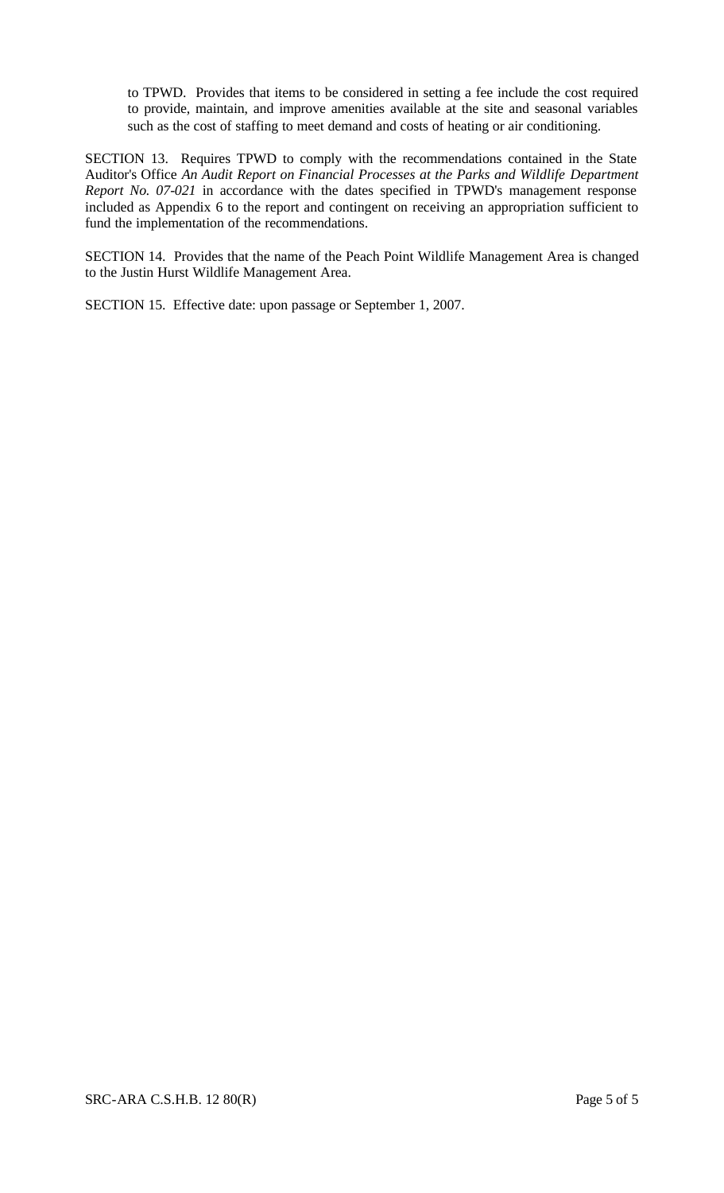to TPWD. Provides that items to be considered in setting a fee include the cost required to provide, maintain, and improve amenities available at the site and seasonal variables such as the cost of staffing to meet demand and costs of heating or air conditioning.

SECTION 13. Requires TPWD to comply with the recommendations contained in the State Auditor's Office *An Audit Report on Financial Processes at the Parks and Wildlife Department Report No. 07-021* in accordance with the dates specified in TPWD's management response included as Appendix 6 to the report and contingent on receiving an appropriation sufficient to fund the implementation of the recommendations.

SECTION 14. Provides that the name of the Peach Point Wildlife Management Area is changed to the Justin Hurst Wildlife Management Area.

SECTION 15. Effective date: upon passage or September 1, 2007.